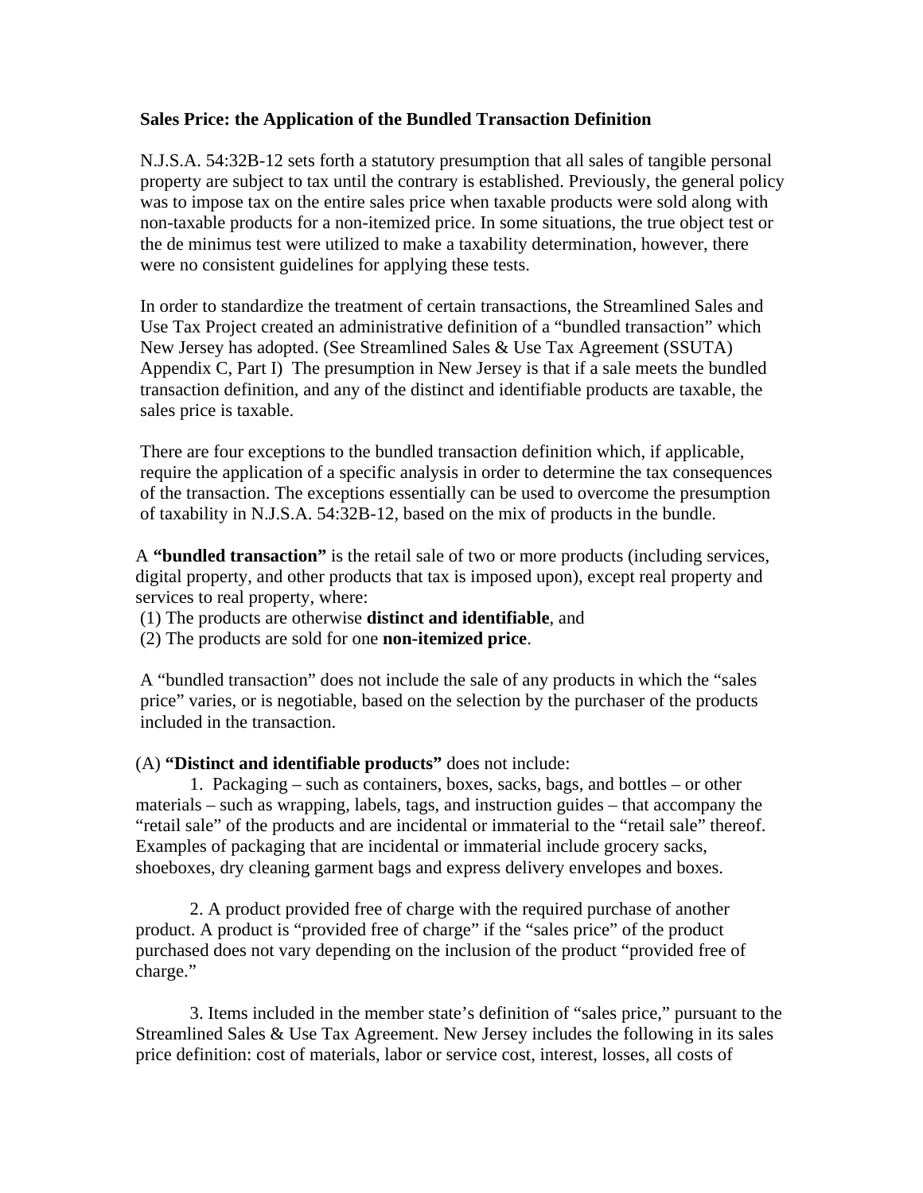**Sales Price: the Application of the Bundled Transaction Definition**

N.J.S.A. 54:32B-12 sets forth a statutory presumption that all sales of tangible personal property are subject to tax until the contrary is established. Previously, the general policy was to impose tax on the entire sales price when taxable products were sold along with non-taxable products for a non-itemized price. In some situations, the true object test or the de minimus test were utilized to make a taxability determination, however, there were no consistent guidelines for applying these tests.

In order to standardize the treatment of certain transactions, the Streamlined Sales and Use Tax Project created an administrative definition of a "bundled transaction" which New Jersey has adopted. (See Streamlined Sales & Use Tax Agreement (SSUTA) Appendix C, Part I) The presumption in New Jersey is that if a sale meets the bundled transaction definition, and any of the distinct and identifiable products are taxable, the sales price is taxable.

There are four exceptions to the bundled transaction definition which, if applicable, require the application of a specific analysis in order to determine the tax consequences of the transaction. The exceptions essentially can be used to overcome the presumption of taxability in N.J.S.A. 54:32B-12, based on the mix of products in the bundle.

A **"bundled transaction"** is the retail sale of two or more products (including services, digital property, and other products that tax is imposed upon), except real property and services to real property, where:
(1) The products are otherwise **distinct and identifiable**, and
(2) The products are sold for one **non-itemized price**.

A "bundled transaction" does not include the sale of any products in which the "sales price" varies, or is negotiable, based on the selection by the purchaser of the products included in the transaction.

(A) **"Distinct and identifiable products"** does not include:

1. Packaging – such as containers, boxes, sacks, bags, and bottles – or other materials – such as wrapping, labels, tags, and instruction guides – that accompany the "retail sale" of the products and are incidental or immaterial to the "retail sale" thereof. Examples of packaging that are incidental or immaterial include grocery sacks, shoeboxes, dry cleaning garment bags and express delivery envelopes and boxes.

2. A product provided free of charge with the required purchase of another product. A product is "provided free of charge" if the "sales price" of the product purchased does not vary depending on the inclusion of the product "provided free of charge."

3. Items included in the member state's definition of "sales price," pursuant to the Streamlined Sales & Use Tax Agreement. New Jersey includes the following in its sales price definition: cost of materials, labor or service cost, interest, losses, all costs of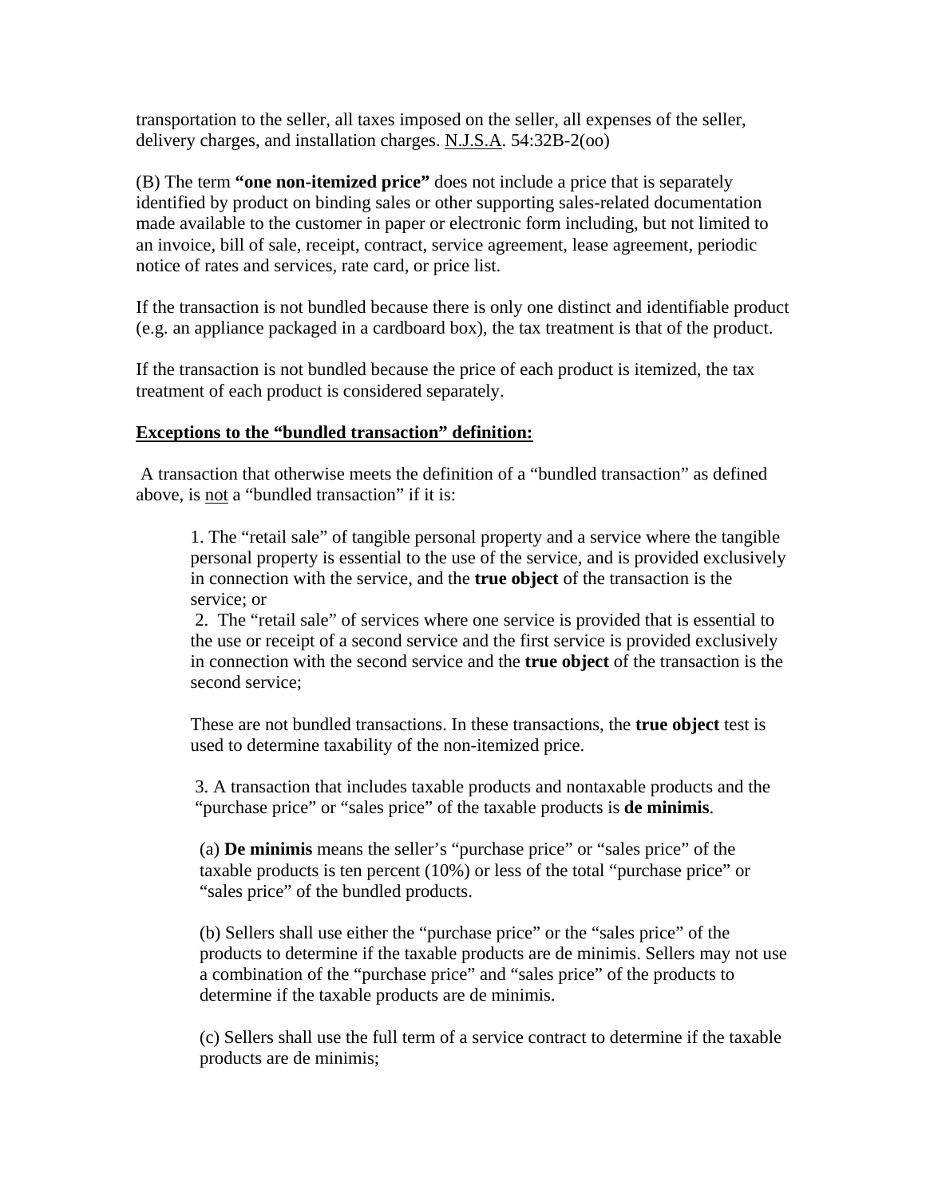transportation to the seller, all taxes imposed on the seller, all expenses of the seller, delivery charges, and installation charges. N.J.S.A. 54:32B-2(oo)

(B) The term **"one non-itemized price"** does not include a price that is separately identified by product on binding sales or other supporting sales-related documentation made available to the customer in paper or electronic form including, but not limited to an invoice, bill of sale, receipt, contract, service agreement, lease agreement, periodic notice of rates and services, rate card, or price list.

If the transaction is not bundled because there is only one distinct and identifiable product (e.g. an appliance packaged in a cardboard box), the tax treatment is that of the product.

If the transaction is not bundled because the price of each product is itemized, the tax treatment of each product is considered separately.

**Exceptions to the "bundled transaction" definition:**

A transaction that otherwise meets the definition of a "bundled transaction" as defined above, is not a "bundled transaction" if it is:

> 1. The "retail sale" of tangible personal property and a service where the tangible personal property is essential to the use of the service, and is provided exclusively in connection with the service, and the **true object** of the transaction is the service; or
>
> 2. The "retail sale" of services where one service is provided that is essential to the use or receipt of a second service and the first service is provided exclusively in connection with the second service and the **true object** of the transaction is the second service;
>
> These are not bundled transactions. In these transactions, the **true object** test is used to determine taxability of the non-itemized price.
>
> 3. A transaction that includes taxable products and nontaxable products and the "purchase price" or "sales price" of the taxable products is **de minimis**.
>
> (a) **De minimis** means the seller's "purchase price" or "sales price" of the taxable products is ten percent (10%) or less of the total "purchase price" or "sales price" of the bundled products.
>
> (b) Sellers shall use either the "purchase price" or the "sales price" of the products to determine if the taxable products are de minimis. Sellers may not use a combination of the "purchase price" and "sales price" of the products to determine if the taxable products are de minimis.
>
> (c) Sellers shall use the full term of a service contract to determine if the taxable products are de minimis;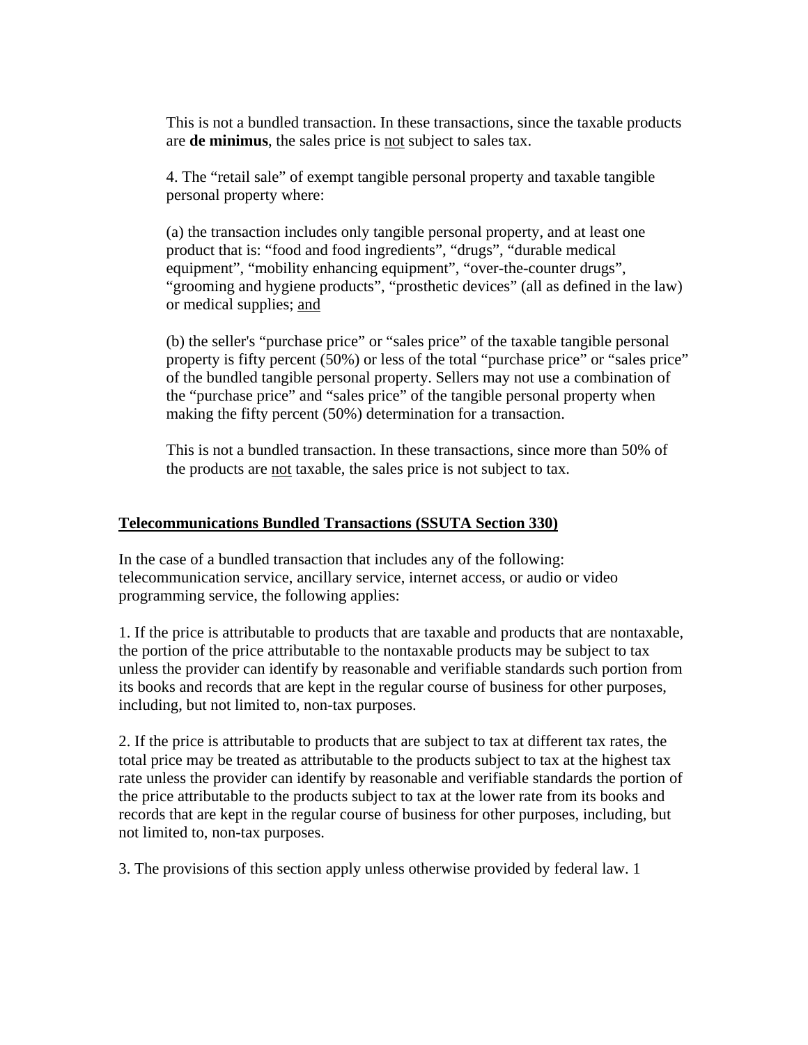This is not a bundled transaction. In these transactions, since the taxable products are **de minimus**, the sales price is <u>not</u> subject to sales tax.

4. The “retail sale” of exempt tangible personal property and taxable tangible personal property where:

(a) the transaction includes only tangible personal property, and at least one product that is: “food and food ingredients”, “drugs”, “durable medical equipment”, “mobility enhancing equipment”, “over-the-counter drugs”, “grooming and hygiene products”, “prosthetic devices” (all as defined in the law) or medical supplies; <u>and</u>

(b) the seller's “purchase price” or “sales price” of the taxable tangible personal property is fifty percent (50%) or less of the total “purchase price” or “sales price” of the bundled tangible personal property. Sellers may not use a combination of the “purchase price” and “sales price” of the tangible personal property when making the fifty percent (50%) determination for a transaction.

This is not a bundled transaction. In these transactions, since more than 50% of the products are <u>not</u> taxable, the sales price is not subject to tax.

## <u>Telecommunications Bundled Transactions (SSUTA Section 330)</u>

In the case of a bundled transaction that includes any of the following: telecommunication service, ancillary service, internet access, or audio or video programming service, the following applies:

1. If the price is attributable to products that are taxable and products that are nontaxable, the portion of the price attributable to the nontaxable products may be subject to tax unless the provider can identify by reasonable and verifiable standards such portion from its books and records that are kept in the regular course of business for other purposes, including, but not limited to, non-tax purposes.

2. If the price is attributable to products that are subject to tax at different tax rates, the total price may be treated as attributable to the products subject to tax at the highest tax rate unless the provider can identify by reasonable and verifiable standards the portion of the price attributable to the products subject to tax at the lower rate from its books and records that are kept in the regular course of business for other purposes, including, but not limited to, non-tax purposes.

3. The provisions of this section apply unless otherwise provided by federal law. [1]